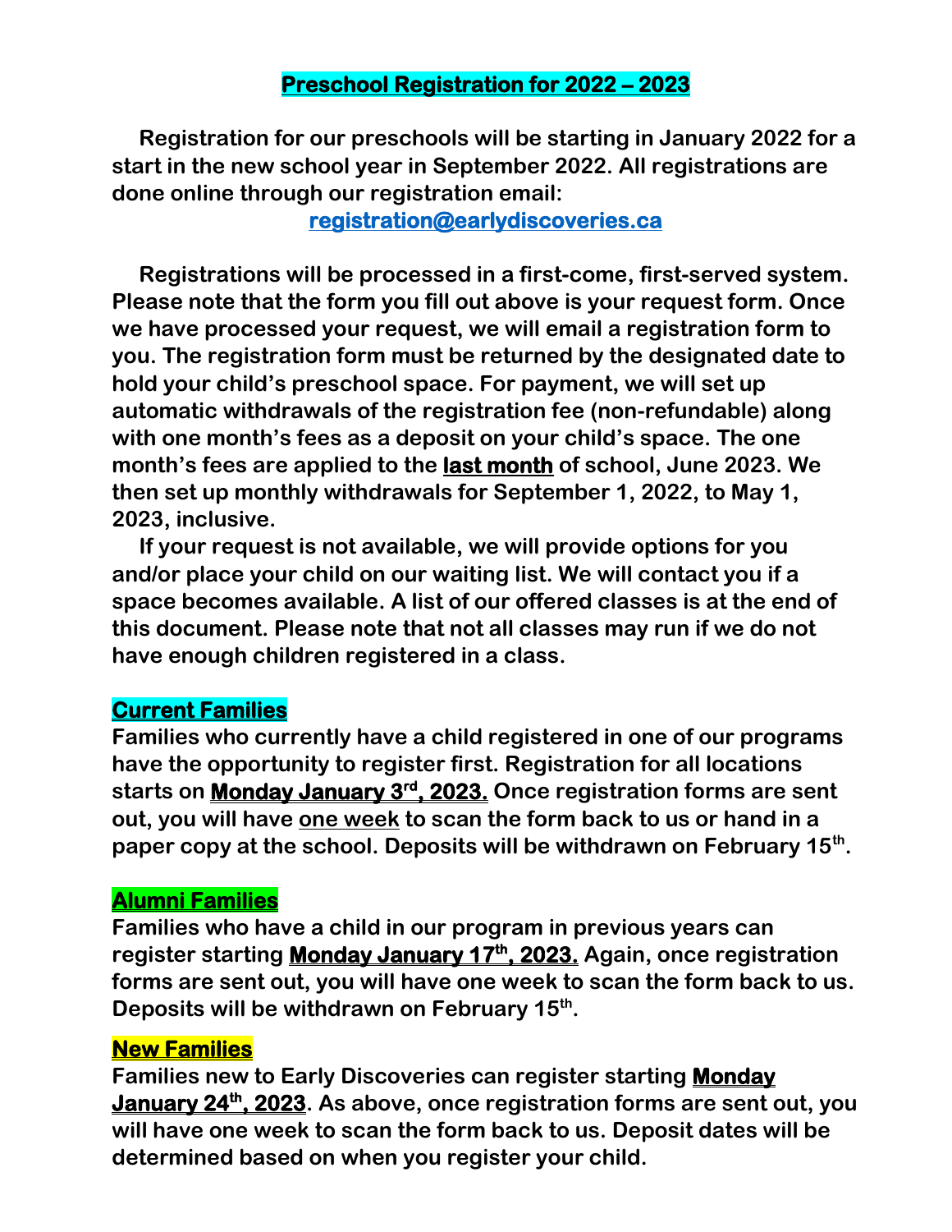# Preschool Registration for 2022 – 2023

**Registration for our preschools will be starting in January 2022 for a start in the new school year in September 2022. All registrations are done online through our registration email:**

**[registration@earlydiscoveries.ca](mailto:registration@earlydiscoveries.ca)**

**Registrations will be processed in a first-come, first-served system. Please note that the form you fill out above is your request form. Once we have processed your request, we will email a registration form to you. The registration form must be returned by the designated date to hold your child's preschool space. For payment, we will set up automatic withdrawals of the registration fee (non-refundable) along with one month's fees as a deposit on your child's space. The one month's fees are applied to the <u>last month</u> of school, June 2023. We then set up monthly withdrawals for September 1, 2022, to May 1, 2023, inclusive.**

**If your request is not available, we will provide options for you and/or place your child on our waiting list. We will contact you if a space becomes available. A list of our offered classes is at the end of this document. Please note that not all classes may run if we do not have enough children registered in a class.**

## Current Families

**Families who currently have a child registered in one of our programs have the opportunity to register first. Registration for all locations starts on <u>Monday January 3rd, 2023.</u> Once registration forms are sent out, you will have <u>one week</u> to scan the form back to us or hand in a paper copy at the school. Deposits will be withdrawn on February 15th.**

## Alumni Families

**Families who have a child in our program in previous years can register starting <u>Monday January 17th, 2023.</u> Again, once registration forms are sent out, you will have one week to scan the form back to us. Deposits will be withdrawn on February 15th.**

## New Families

**Families new to Early Discoveries can register starting <u>Monday January 24th, 2023</u>. As above, once registration forms are sent out, you will have one week to scan the form back to us. Deposit dates will be determined based on when you register your child.**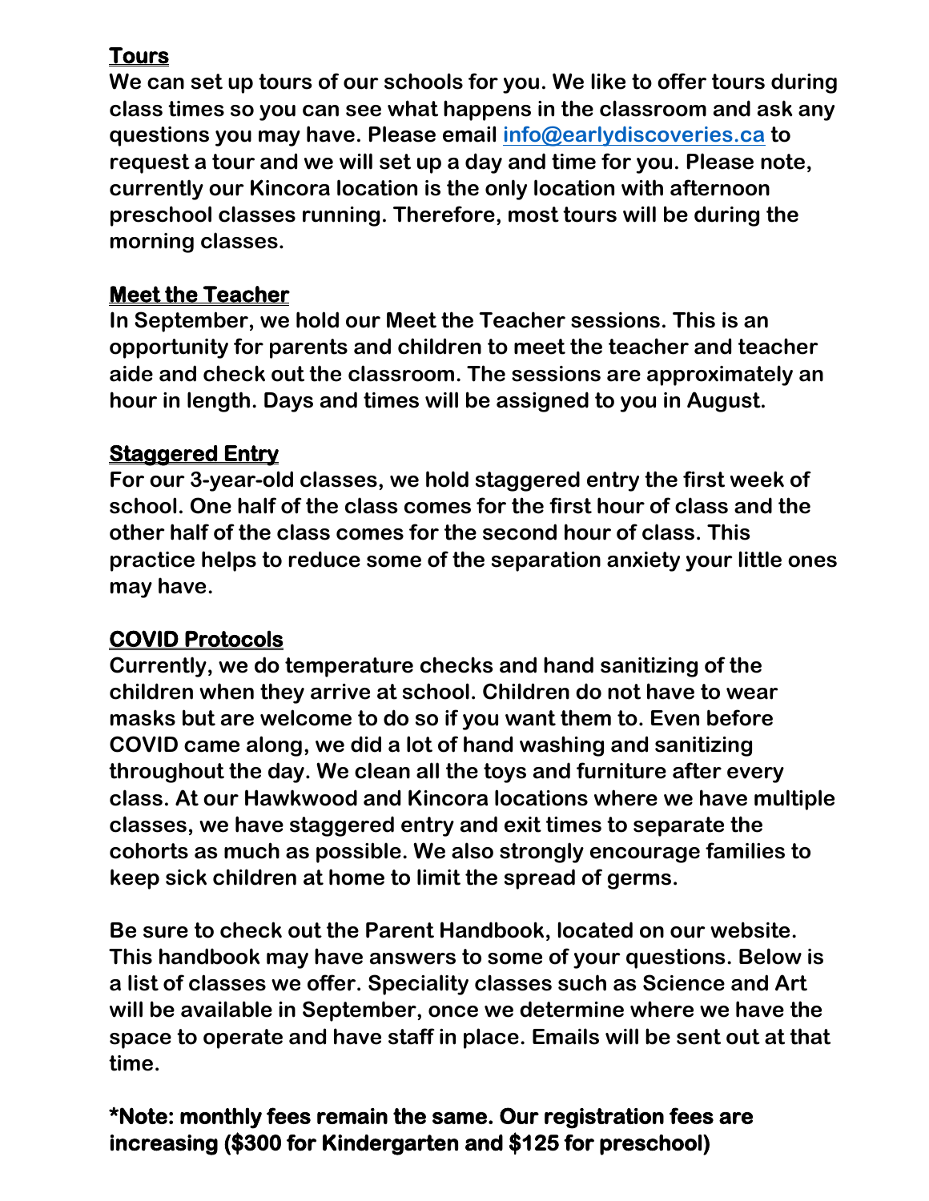## Tours

**We can set up tours of our schools for you. We like to offer tours during class times so you can see what happens in the classroom and ask any questions you may have. Please email [info@earlydiscoveries.ca](mailto:info@earlydiscoveries.ca) to request a tour and we will set up a day and time for you. Please note, currently our Kincora location is the only location with afternoon preschool classes running. Therefore, most tours will be during the morning classes.**

## Meet the Teacher

**In September, we hold our Meet the Teacher sessions. This is an opportunity for parents and children to meet the teacher and teacher aide and check out the classroom. The sessions are approximately an hour in length. Days and times will be assigned to you in August.**

## Staggered Entry

**For our 3-year-old classes, we hold staggered entry the first week of school. One half of the class comes for the first hour of class and the other half of the class comes for the second hour of class. This practice helps to reduce some of the separation anxiety your little ones may have.**

## COVID Protocols

**Currently, we do temperature checks and hand sanitizing of the children when they arrive at school. Children do not have to wear masks but are welcome to do so if you want them to. Even before COVID came along, we did a lot of hand washing and sanitizing throughout the day. We clean all the toys and furniture after every class. At our Hawkwood and Kincora locations where we have multiple classes, we have staggered entry and exit times to separate the cohorts as much as possible. We also strongly encourage families to keep sick children at home to limit the spread of germs.**

**Be sure to check out the Parent Handbook, located on our website. This handbook may have answers to some of your questions. Below is a list of classes we offer. Speciality classes such as Science and Art will be available in September, once we determine where we have the space to operate and have staff in place. Emails will be sent out at that time.**

**\*Note: monthly fees remain the same. Our registration fees are increasing ($300 for Kindergarten and $125 for preschool)**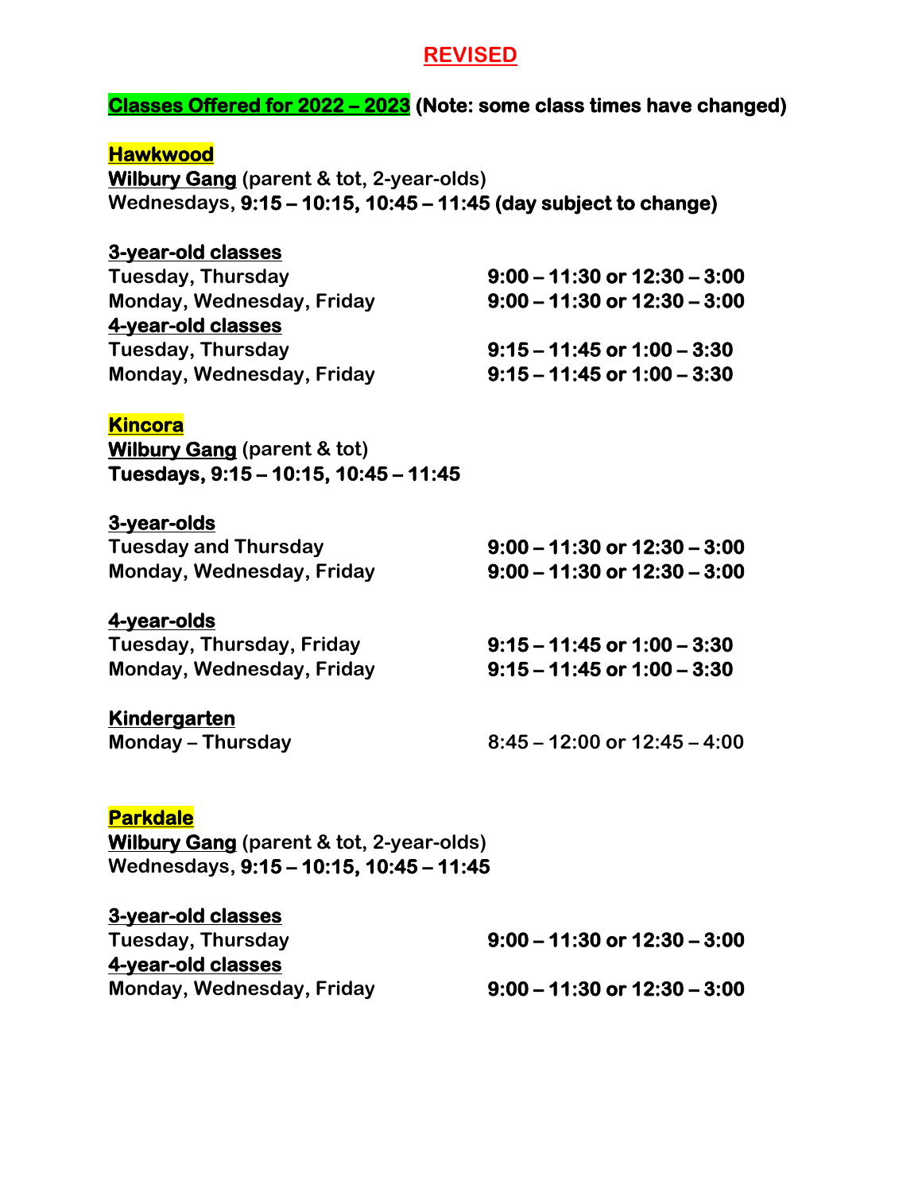**REVISED**

## Classes Offered for 2022 – 2023 (Note: some class times have changed)

### Hawkwood

**Wilbury Gang** (parent & tot, 2-year-olds)
Wednesdays, **9:15 – 10:15, 10:45 – 11:45 (day subject to change)**

**3-year-old classes**

| | |
|---|---|
| Tuesday, Thursday | **9:00 – 11:30 or 12:30 – 3:00** |
| Monday, Wednesday, Friday | **9:00 – 11:30 or 12:30 – 3:00** |

**4-year-old classes**

| | |
|---|---|
| Tuesday, Thursday | **9:15 – 11:45 or 1:00 – 3:30** |
| Monday, Wednesday, Friday | **9:15 – 11:45 or 1:00 – 3:30** |

### Kincora

**Wilbury Gang** (parent & tot)
**Tuesdays, 9:15 – 10:15, 10:45 – 11:45**

**3-year-olds**

| | |
|---|---|
| Tuesday and Thursday | **9:00 – 11:30 or 12:30 – 3:00** |
| Monday, Wednesday, Friday | **9:00 – 11:30 or 12:30 – 3:00** |

**4-year-olds**

| | |
|---|---|
| Tuesday, Thursday, Friday | **9:15 – 11:45 or 1:00 – 3:30** |
| Monday, Wednesday, Friday | **9:15 – 11:45 or 1:00 – 3:30** |

**Kindergarten**

| | |
|---|---|
| Monday – Thursday | 8:45 – 12:00 or 12:45 – 4:00 |

### Parkdale

**Wilbury Gang** (parent & tot, 2-year-olds)
Wednesdays, **9:15 – 10:15, 10:45 – 11:45**

**3-year-old classes**

| | |
|---|---|
| Tuesday, Thursday | **9:00 – 11:30 or 12:30 – 3:00** |

**4-year-old classes**

| | |
|---|---|
| Monday, Wednesday, Friday | **9:00 – 11:30 or 12:30 – 3:00** |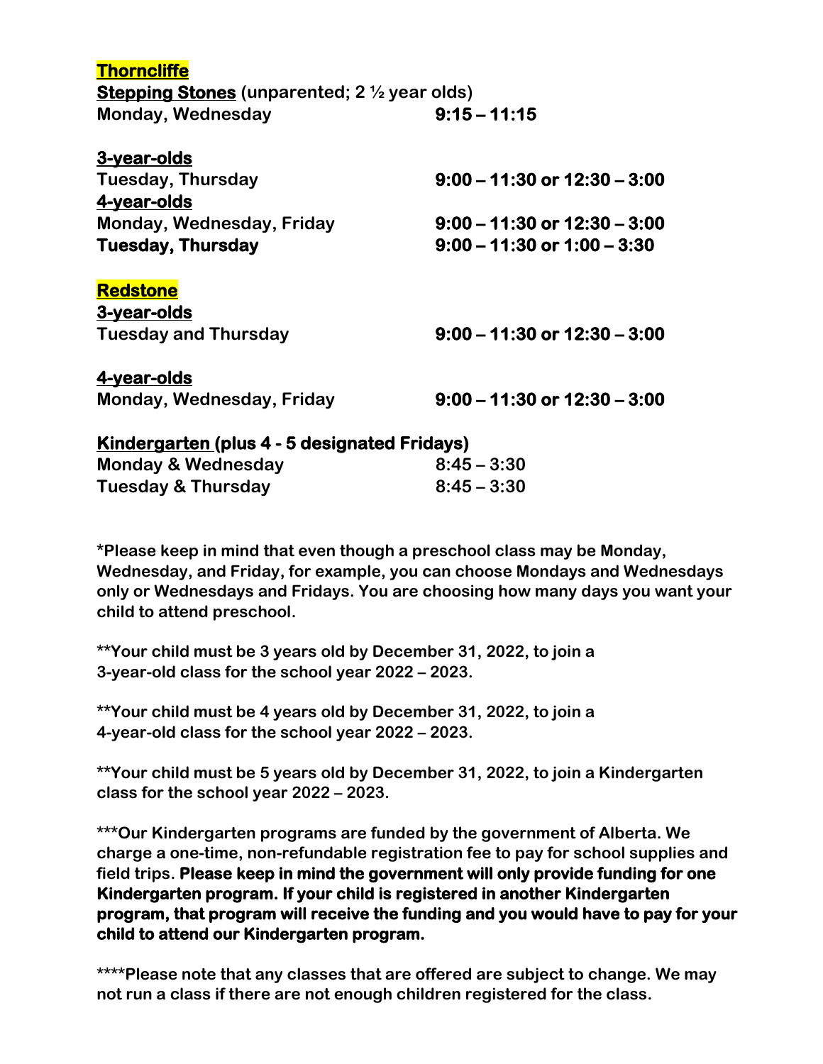**Thorncliffe**

**Stepping Stones (unparented; 2 ½ year olds)**

| | |
|---|---|
| **Monday, Wednesday** | **9:15 – 11:15** |

**3-year-olds**

| | |
|---|---|
| **Tuesday, Thursday** | **9:00 – 11:30 or 12:30 – 3:00** |

**4-year-olds**

| | |
|---|---|
| **Monday, Wednesday, Friday** | **9:00 – 11:30 or 12:30 – 3:00** |
| **Tuesday, Thursday** | **9:00 – 11:30 or 1:00 – 3:30** |

**Redstone**

**3-year-olds**

| | |
|---|---|
| **Tuesday and Thursday** | **9:00 – 11:30 or 12:30 – 3:00** |

**4-year-olds**

| | |
|---|---|
| **Monday, Wednesday, Friday** | **9:00 – 11:30 or 12:30 – 3:00** |

**Kindergarten (plus 4 - 5 designated Fridays)**

| | |
|---|---|
| **Monday & Wednesday** | **8:45 – 3:30** |
| **Tuesday & Thursday** | **8:45 – 3:30** |

**\*Please keep in mind that even though a preschool class may be Monday, Wednesday, and Friday, for example, you can choose Mondays and Wednesdays only or Wednesdays and Fridays. You are choosing how many days you want your child to attend preschool.**

**\*\*Your child must be 3 years old by December 31, 2022, to join a 3-year-old class for the school year 2022 – 2023.**

**\*\*Your child must be 4 years old by December 31, 2022, to join a 4-year-old class for the school year 2022 – 2023.**

**\*\*Your child must be 5 years old by December 31, 2022, to join a Kindergarten class for the school year 2022 – 2023.**

**\*\*\*Our Kindergarten programs are funded by the government of Alberta. We charge a one-time, non-refundable registration fee to pay for school supplies and field trips. Please keep in mind the government will only provide funding for one Kindergarten program. If your child is registered in another Kindergarten program, that program will receive the funding and you would have to pay for your child to attend our Kindergarten program.**

**\*\*\*\*Please note that any classes that are offered are subject to change. We may not run a class if there are not enough children registered for the class.**